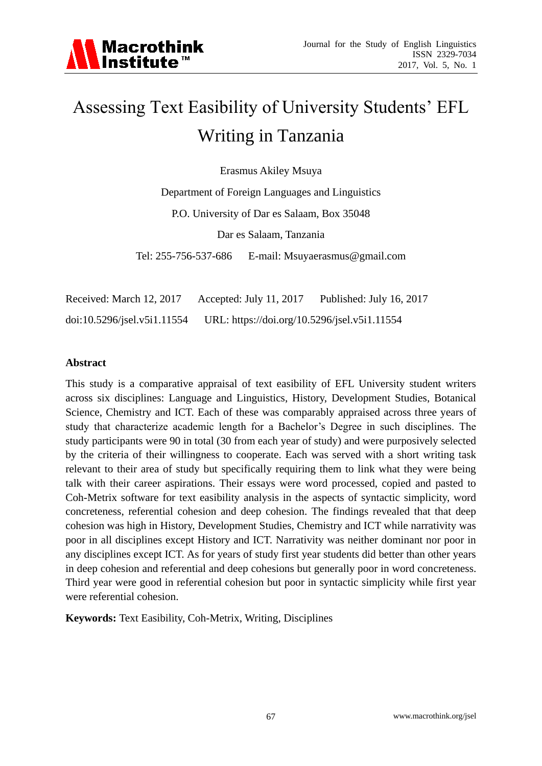# Assessing Text Easibility of University Students' EFL Writing in Tanzania

Erasmus Akiley Msuya

Department of Foreign Languages and Linguistics

P.O. University of Dar es Salaam, Box 35048

Dar es Salaam, Tanzania

Tel: 255-756-537-686 E-mail: Msuyaerasmus@gmail.com

Received: March 12, 2017 Accepted: July 11, 2017 Published: July 16, 2017

doi:10.5296/jsel.v5i1.11554 URL: https://doi.org/10.5296/jsel.v5i1.11554

**Abstract**

This study is a comparative appraisal of text easibility of EFL University student writers across six disciplines: Language and Linguistics, History, Development Studies, Botanical Science, Chemistry and ICT. Each of these was comparably appraised across three years of study that characterize academic length for a Bachelor's Degree in such disciplines. The study participants were 90 in total (30 from each year of study) and were purposively selected by the criteria of their willingness to cooperate. Each was served with a short writing task relevant to their area of study but specifically requiring them to link what they were being talk with their career aspirations. Their essays were word processed, copied and pasted to Coh-Metrix software for text easibility analysis in the aspects of syntactic simplicity, word concreteness, referential cohesion and deep cohesion. The findings revealed that that deep cohesion was high in History, Development Studies, Chemistry and ICT while narrativity was poor in all disciplines except History and ICT. Narrativity was neither dominant nor poor in any disciplines except ICT. As for years of study first year students did better than other years in deep cohesion and referential and deep cohesions but generally poor in word concreteness. Third year were good in referential cohesion but poor in syntactic simplicity while first year were referential cohesion.

**Keywords:** Text Easibility, Coh-Metrix, Writing, Disciplines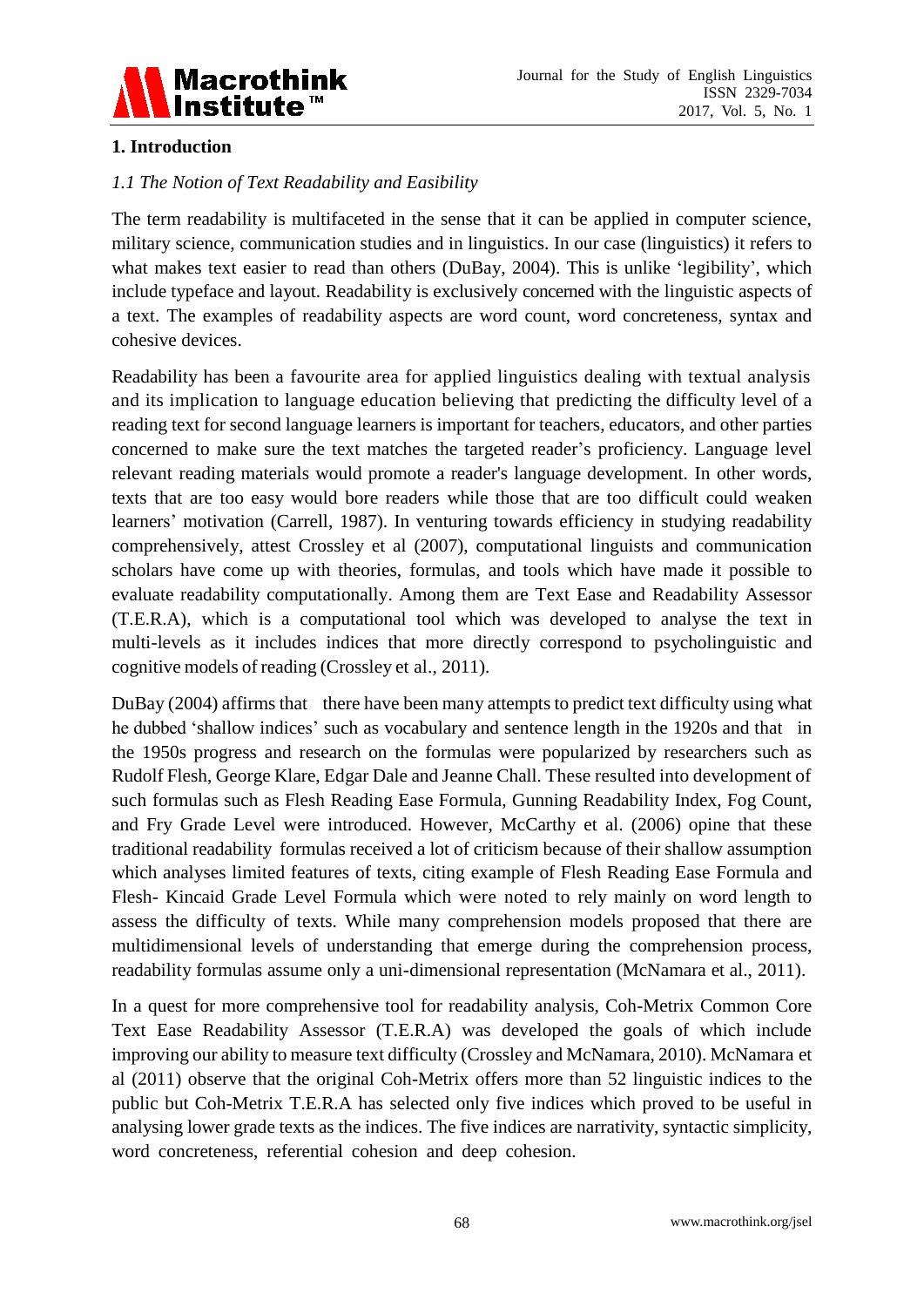## 1. Introduction

### *1.1 The Notion of Text Readability and Easibility*

The term readability is multifaceted in the sense that it can be applied in computer science, military science, communication studies and in linguistics. In our case (linguistics) it refers to what makes text easier to read than others (DuBay, 2004). This is unlike 'legibility', which include typeface and layout. Readability is exclusively concerned with the linguistic aspects of a text. The examples of readability aspects are word count, word concreteness, syntax and cohesive devices.

Readability has been a favourite area for applied linguistics dealing with textual analysis and its implication to language education believing that predicting the difficulty level of a reading text for second language learners is important for teachers, educators, and other parties concerned to make sure the text matches the targeted reader's proficiency. Language level relevant reading materials would promote a reader's language development. In other words, texts that are too easy would bore readers while those that are too difficult could weaken learners' motivation (Carrell, 1987). In venturing towards efficiency in studying readability comprehensively, attest Crossley et al (2007), computational linguists and communication scholars have come up with theories, formulas, and tools which have made it possible to evaluate readability computationally. Among them are Text Ease and Readability Assessor (T.E.R.A), which is a computational tool which was developed to analyse the text in multi-levels as it includes indices that more directly correspond to psycholinguistic and cognitive models of reading (Crossley et al., 2011).

DuBay (2004) affirms that there have been many attempts to predict text difficulty using what he dubbed 'shallow indices' such as vocabulary and sentence length in the 1920s and that in the 1950s progress and research on the formulas were popularized by researchers such as Rudolf Flesh, George Klare, Edgar Dale and Jeanne Chall. These resulted into development of such formulas such as Flesh Reading Ease Formula, Gunning Readability Index, Fog Count, and Fry Grade Level were introduced. However, McCarthy et al. (2006) opine that these traditional readability formulas received a lot of criticism because of their shallow assumption which analyses limited features of texts, citing example of Flesh Reading Ease Formula and Flesh- Kincaid Grade Level Formula which were noted to rely mainly on word length to assess the difficulty of texts. While many comprehension models proposed that there are multidimensional levels of understanding that emerge during the comprehension process, readability formulas assume only a uni-dimensional representation (McNamara et al., 2011).

In a quest for more comprehensive tool for readability analysis, Coh-Metrix Common Core Text Ease Readability Assessor (T.E.R.A) was developed the goals of which include improving our ability to measure text difficulty (Crossley and McNamara, 2010). McNamara et al (2011) observe that the original Coh-Metrix offers more than 52 linguistic indices to the public but Coh-Metrix T.E.R.A has selected only five indices which proved to be useful in analysing lower grade texts as the indices. The five indices are narrativity, syntactic simplicity, word concreteness, referential cohesion and deep cohesion.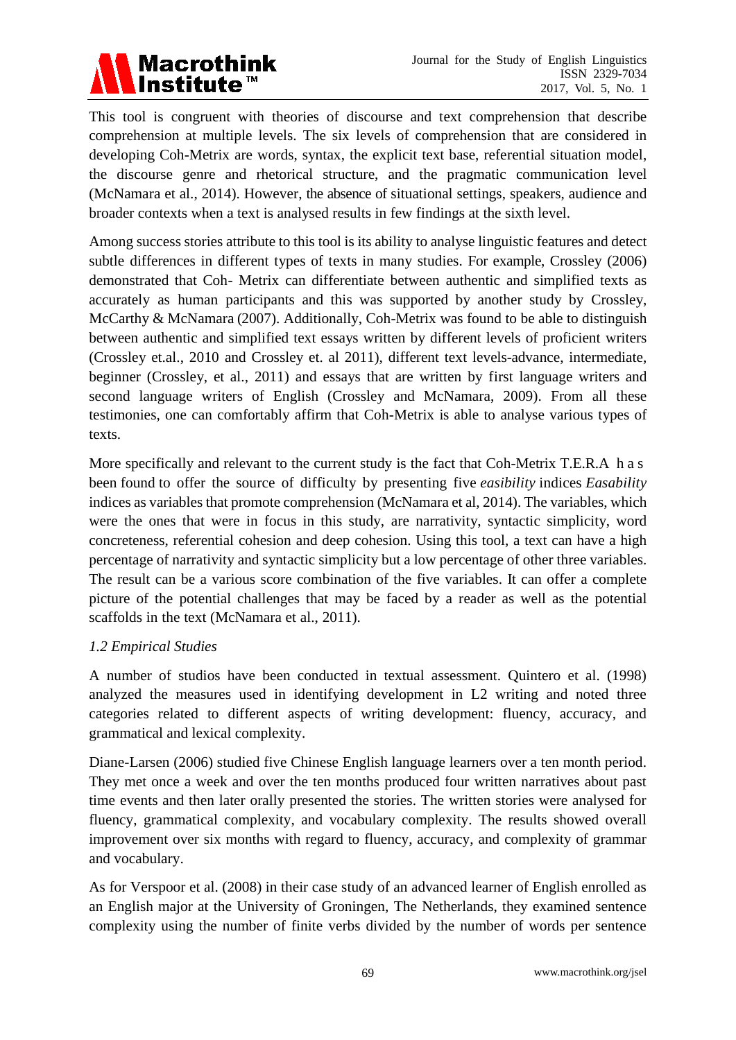This tool is congruent with theories of discourse and text comprehension that describe comprehension at multiple levels. The six levels of comprehension that are considered in developing Coh-Metrix are words, syntax, the explicit text base, referential situation model, the discourse genre and rhetorical structure, and the pragmatic communication level (McNamara et al., 2014). However, the absence of situational settings, speakers, audience and broader contexts when a text is analysed results in few findings at the sixth level.

Among success stories attribute to this tool is its ability to analyse linguistic features and detect subtle differences in different types of texts in many studies. For example, Crossley (2006) demonstrated that Coh- Metrix can differentiate between authentic and simplified texts as accurately as human participants and this was supported by another study by Crossley, McCarthy & McNamara (2007). Additionally, Coh-Metrix was found to be able to distinguish between authentic and simplified text essays written by different levels of proficient writers (Crossley et.al., 2010 and Crossley et. al 2011), different text levels-advance, intermediate, beginner (Crossley, et al., 2011) and essays that are written by first language writers and second language writers of English (Crossley and McNamara, 2009). From all these testimonies, one can comfortably affirm that Coh-Metrix is able to analyse various types of texts.

More specifically and relevant to the current study is the fact that Coh-Metrix T.E.R.A has been found to offer the source of difficulty by presenting five *easibility* indices *Easability* indices as variables that promote comprehension (McNamara et al, 2014). The variables, which were the ones that were in focus in this study, are narrativity, syntactic simplicity, word concreteness, referential cohesion and deep cohesion. Using this tool, a text can have a high percentage of narrativity and syntactic simplicity but a low percentage of other three variables. The result can be a various score combination of the five variables. It can offer a complete picture of the potential challenges that may be faced by a reader as well as the potential scaffolds in the text (McNamara et al., 2011).

### *1.2 Empirical Studies*

A number of studios have been conducted in textual assessment. Quintero et al. (1998) analyzed the measures used in identifying development in L2 writing and noted three categories related to different aspects of writing development: fluency, accuracy, and grammatical and lexical complexity.

Diane-Larsen (2006) studied five Chinese English language learners over a ten month period. They met once a week and over the ten months produced four written narratives about past time events and then later orally presented the stories. The written stories were analysed for fluency, grammatical complexity, and vocabulary complexity. The results showed overall improvement over six months with regard to fluency, accuracy, and complexity of grammar and vocabulary.

As for Verspoor et al. (2008) in their case study of an advanced learner of English enrolled as an English major at the University of Groningen, The Netherlands, they examined sentence complexity using the number of finite verbs divided by the number of words per sentence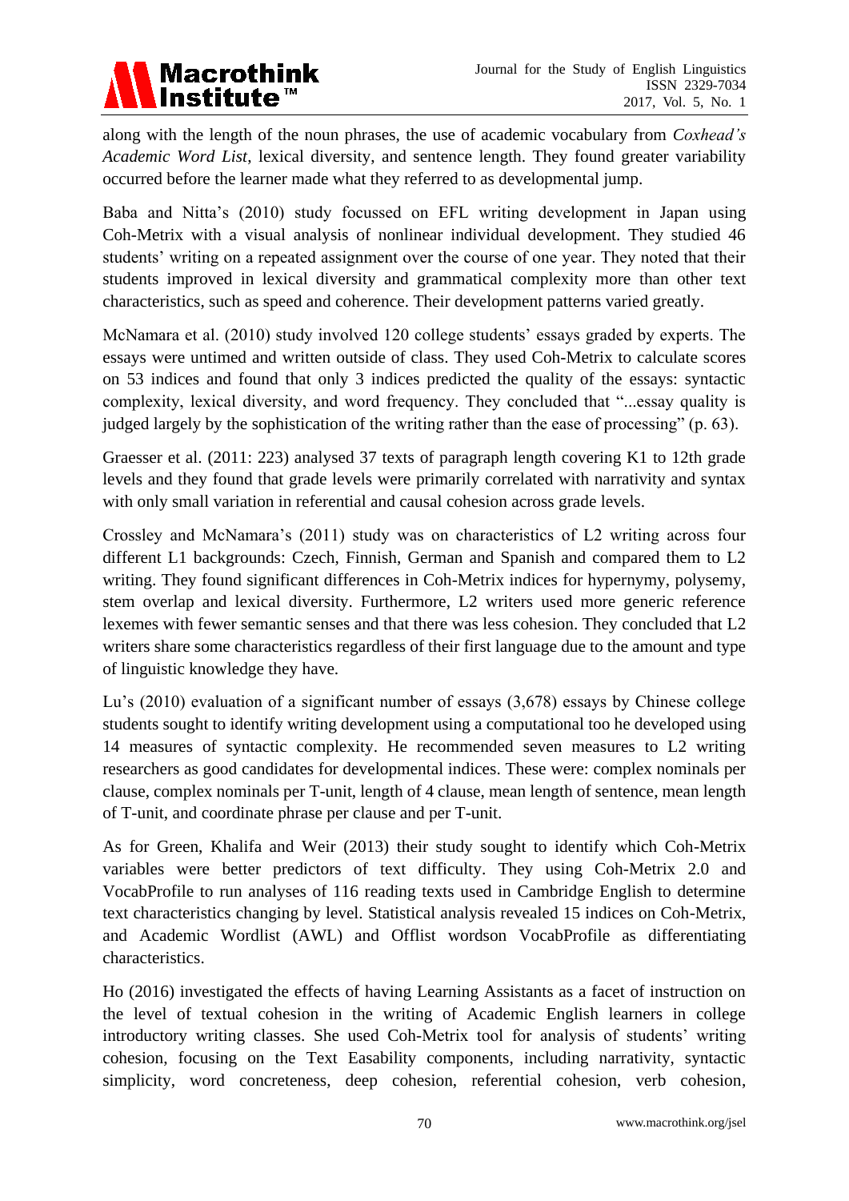along with the length of the noun phrases, the use of academic vocabulary from *Coxhead's Academic Word List*, lexical diversity, and sentence length. They found greater variability occurred before the learner made what they referred to as developmental jump.

Baba and Nitta's (2010) study focussed on EFL writing development in Japan using Coh-Metrix with a visual analysis of nonlinear individual development. They studied 46 students' writing on a repeated assignment over the course of one year. They noted that their students improved in lexical diversity and grammatical complexity more than other text characteristics, such as speed and coherence. Their development patterns varied greatly.

McNamara et al. (2010) study involved 120 college students' essays graded by experts. The essays were untimed and written outside of class. They used Coh-Metrix to calculate scores on 53 indices and found that only 3 indices predicted the quality of the essays: syntactic complexity, lexical diversity, and word frequency. They concluded that "...essay quality is judged largely by the sophistication of the writing rather than the ease of processing" (p. 63).

Graesser et al. (2011: 223) analysed 37 texts of paragraph length covering K1 to 12th grade levels and they found that grade levels were primarily correlated with narrativity and syntax with only small variation in referential and causal cohesion across grade levels.

Crossley and McNamara's (2011) study was on characteristics of L2 writing across four different L1 backgrounds: Czech, Finnish, German and Spanish and compared them to L2 writing. They found significant differences in Coh-Metrix indices for hypernymy, polysemy, stem overlap and lexical diversity. Furthermore, L2 writers used more generic reference lexemes with fewer semantic senses and that there was less cohesion. They concluded that L2 writers share some characteristics regardless of their first language due to the amount and type of linguistic knowledge they have.

Lu's (2010) evaluation of a significant number of essays (3,678) essays by Chinese college students sought to identify writing development using a computational too he developed using 14 measures of syntactic complexity. He recommended seven measures to L2 writing researchers as good candidates for developmental indices. These were: complex nominals per clause, complex nominals per T-unit, length of 4 clause, mean length of sentence, mean length of T-unit, and coordinate phrase per clause and per T-unit.

As for Green, Khalifa and Weir (2013) their study sought to identify which Coh-Metrix variables were better predictors of text difficulty. They using Coh-Metrix 2.0 and VocabProfile to run analyses of 116 reading texts used in Cambridge English to determine text characteristics changing by level. Statistical analysis revealed 15 indices on Coh-Metrix, and Academic Wordlist (AWL) and Offlist wordson VocabProfile as differentiating characteristics.

Ho (2016) investigated the effects of having Learning Assistants as a facet of instruction on the level of textual cohesion in the writing of Academic English learners in college introductory writing classes. She used Coh-Metrix tool for analysis of students' writing cohesion, focusing on the Text Easability components, including narrativity, syntactic simplicity, word concreteness, deep cohesion, referential cohesion, verb cohesion,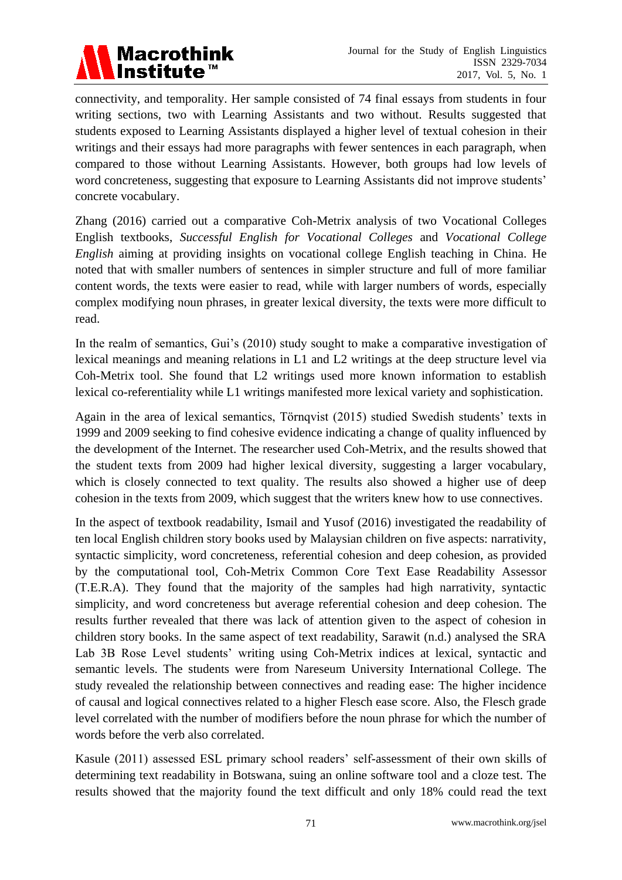connectivity, and temporality. Her sample consisted of 74 final essays from students in four writing sections, two with Learning Assistants and two without. Results suggested that students exposed to Learning Assistants displayed a higher level of textual cohesion in their writings and their essays had more paragraphs with fewer sentences in each paragraph, when compared to those without Learning Assistants. However, both groups had low levels of word concreteness, suggesting that exposure to Learning Assistants did not improve students' concrete vocabulary.

Zhang (2016) carried out a comparative Coh-Metrix analysis of two Vocational Colleges English textbooks, *Successful English for Vocational Colleges* and *Vocational College English* aiming at providing insights on vocational college English teaching in China. He noted that with smaller numbers of sentences in simpler structure and full of more familiar content words, the texts were easier to read, while with larger numbers of words, especially complex modifying noun phrases, in greater lexical diversity, the texts were more difficult to read.

In the realm of semantics, Gui's (2010) study sought to make a comparative investigation of lexical meanings and meaning relations in L1 and L2 writings at the deep structure level via Coh-Metrix tool. She found that L2 writings used more known information to establish lexical co-referentiality while L1 writings manifested more lexical variety and sophistication.

Again in the area of lexical semantics, Törnqvist (2015) studied Swedish students' texts in 1999 and 2009 seeking to find cohesive evidence indicating a change of quality influenced by the development of the Internet. The researcher used Coh-Metrix, and the results showed that the student texts from 2009 had higher lexical diversity, suggesting a larger vocabulary, which is closely connected to text quality. The results also showed a higher use of deep cohesion in the texts from 2009, which suggest that the writers knew how to use connectives.

In the aspect of textbook readability, Ismail and Yusof (2016) investigated the readability of ten local English children story books used by Malaysian children on five aspects: narrativity, syntactic simplicity, word concreteness, referential cohesion and deep cohesion, as provided by the computational tool, Coh-Metrix Common Core Text Ease Readability Assessor (T.E.R.A). They found that the majority of the samples had high narrativity, syntactic simplicity, and word concreteness but average referential cohesion and deep cohesion. The results further revealed that there was lack of attention given to the aspect of cohesion in children story books. In the same aspect of text readability, Sarawit (n.d.) analysed the SRA Lab 3B Rose Level students' writing using Coh-Metrix indices at lexical, syntactic and semantic levels. The students were from Nareseum University International College. The study revealed the relationship between connectives and reading ease: The higher incidence of causal and logical connectives related to a higher Flesch ease score. Also, the Flesch grade level correlated with the number of modifiers before the noun phrase for which the number of words before the verb also correlated.

Kasule (2011) assessed ESL primary school readers' self-assessment of their own skills of determining text readability in Botswana, suing an online software tool and a cloze test. The results showed that the majority found the text difficult and only 18% could read the text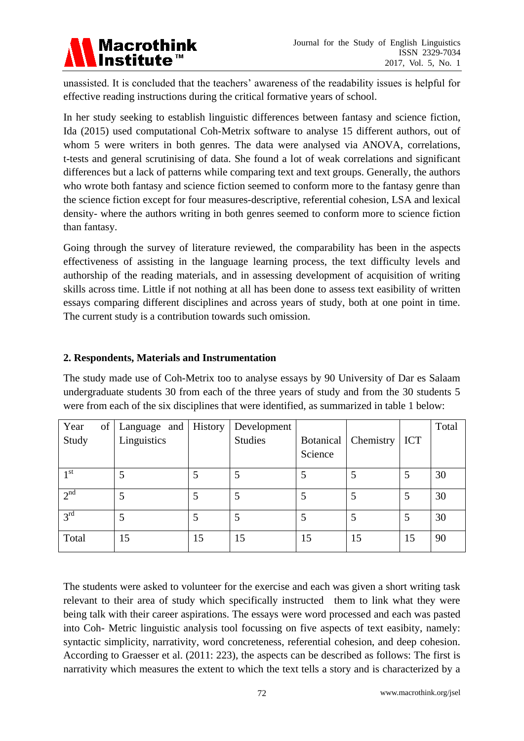unassisted. It is concluded that the teachers' awareness of the readability issues is helpful for effective reading instructions during the critical formative years of school.

In her study seeking to establish linguistic differences between fantasy and science fiction, Ida (2015) used computational Coh-Metrix software to analyse 15 different authors, out of whom 5 were writers in both genres. The data were analysed via ANOVA, correlations, t-tests and general scrutinising of data. She found a lot of weak correlations and significant differences but a lack of patterns while comparing text and text groups. Generally, the authors who wrote both fantasy and science fiction seemed to conform more to the fantasy genre than the science fiction except for four measures-descriptive, referential cohesion, LSA and lexical density- where the authors writing in both genres seemed to conform more to science fiction than fantasy.

Going through the survey of literature reviewed, the comparability has been in the aspects effectiveness of assisting in the language learning process, the text difficulty levels and authorship of the reading materials, and in assessing development of acquisition of writing skills across time. Little if not nothing at all has been done to assess text easibility of written essays comparing different disciplines and across years of study, both at one point in time. The current study is a contribution towards such omission.

## 2. Respondents, Materials and Instrumentation

The study made use of Coh-Metrix too to analyse essays by 90 University of Dar es Salaam undergraduate students 30 from each of the three years of study and from the 30 students 5 were from each of the six disciplines that were identified, as summarized in table 1 below:

| Year of Study | Language and Linguistics | History | Development Studies | Botanical Science | Chemistry | ICT | Total |
|---|---|---|---|---|---|---|---|
| 1st | 5 | 5 | 5 | 5 | 5 | 5 | 30 |
| 2nd | 5 | 5 | 5 | 5 | 5 | 5 | 30 |
| 3rd | 5 | 5 | 5 | 5 | 5 | 5 | 30 |
| Total | 15 | 15 | 15 | 15 | 15 | 15 | 90 |

The students were asked to volunteer for the exercise and each was given a short writing task relevant to their area of study which specifically instructed them to link what they were being talk with their career aspirations. The essays were word processed and each was pasted into Coh- Metric linguistic analysis tool focussing on five aspects of text easibility, namely: syntactic simplicity, narrativity, word concreteness, referential cohesion, and deep cohesion. According to Graesser et al. (2011: 223), the aspects can be described as follows: The first is narrativity which measures the extent to which the text tells a story and is characterized by a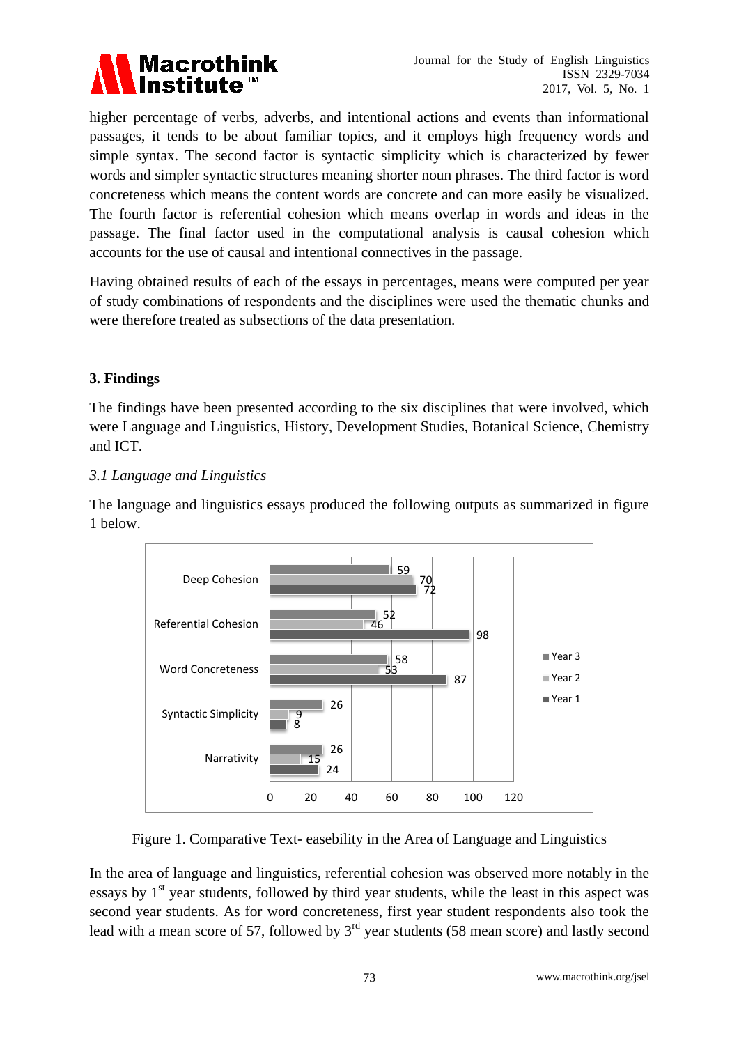higher percentage of verbs, adverbs, and intentional actions and events than informational passages, it tends to be about familiar topics, and it employs high frequency words and simple syntax. The second factor is syntactic simplicity which is characterized by fewer words and simpler syntactic structures meaning shorter noun phrases. The third factor is word concreteness which means the content words are concrete and can more easily be visualized. The fourth factor is referential cohesion which means overlap in words and ideas in the passage. The final factor used in the computational analysis is causal cohesion which accounts for the use of causal and intentional connectives in the passage.

Having obtained results of each of the essays in percentages, means were computed per year of study combinations of respondents and the disciplines were used the thematic chunks and were therefore treated as subsections of the data presentation.

## 3. Findings

The findings have been presented according to the six disciplines that were involved, which were Language and Linguistics, History, Development Studies, Botanical Science, Chemistry and ICT.

### *3.1 Language and Linguistics*

The language and linguistics essays produced the following outputs as summarized in figure 1 below.

Figure 1. Comparative Text- easebility in the Area of Language and Linguistics

In the area of language and linguistics, referential cohesion was observed more notably in the essays by 1st year students, followed by third year students, while the least in this aspect was second year students. As for word concreteness, first year student respondents also took the lead with a mean score of 57, followed by 3rd year students (58 mean score) and lastly second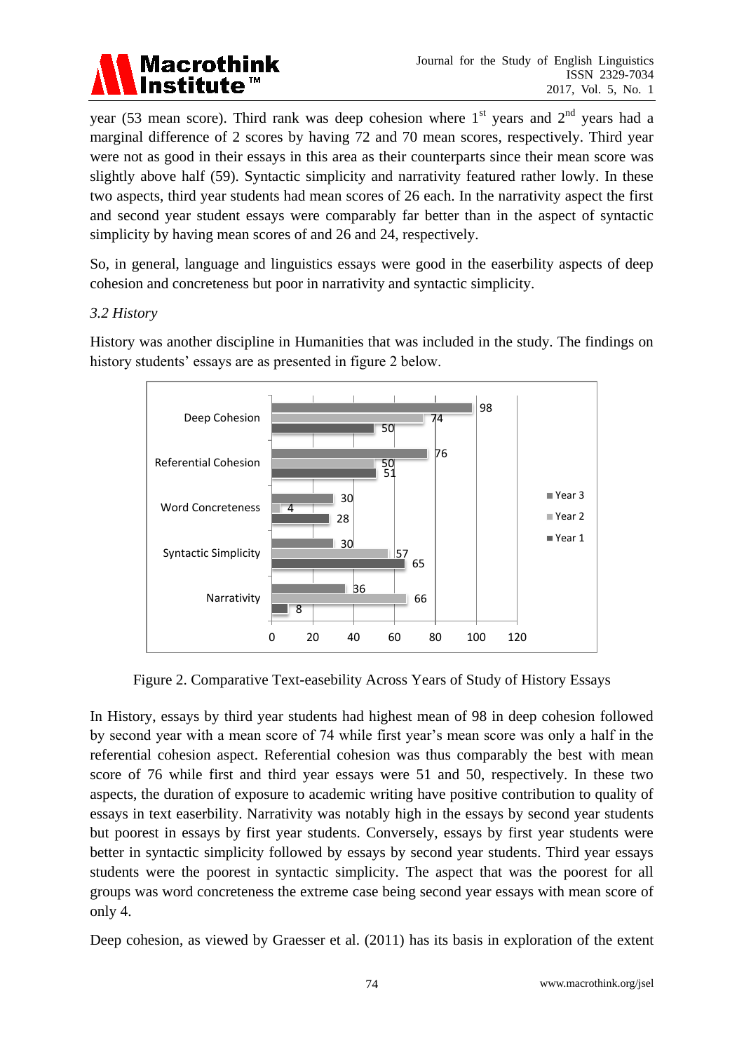year (53 mean score). Third rank was deep cohesion where 1st years and 2nd years had a marginal difference of 2 scores by having 72 and 70 mean scores, respectively. Third year were not as good in their essays in this area as their counterparts since their mean score was slightly above half (59). Syntactic simplicity and narrativity featured rather lowly. In these two aspects, third year students had mean scores of 26 each. In the narrativity aspect the first and second year student essays were comparably far better than in the aspect of syntactic simplicity by having mean scores of and 26 and 24, respectively.

So, in general, language and linguistics essays were good in the easerbility aspects of deep cohesion and concreteness but poor in narrativity and syntactic simplicity.

### *3.2 History*

History was another discipline in Humanities that was included in the study. The findings on history students' essays are as presented in figure 2 below.

| | Year 3 | Year 2 | Year 1 |
|---|---|---|---|
| Deep Cohesion | 98 | 74 | 50 |
| Referential Cohesion | 76 | 50 | 51 |
| Word Concreteness | 30 | 4 | 28 |
| Syntactic Simplicity | 30 | 57 | 65 |
| Narrativity | 36 | 66 | 8 |

Figure 2. Comparative Text-easebility Across Years of Study of History Essays

In History, essays by third year students had highest mean of 98 in deep cohesion followed by second year with a mean score of 74 while first year's mean score was only a half in the referential cohesion aspect. Referential cohesion was thus comparably the best with mean score of 76 while first and third year essays were 51 and 50, respectively. In these two aspects, the duration of exposure to academic writing have positive contribution to quality of essays in text easerbility. Narrativity was notably high in the essays by second year students but poorest in essays by first year students. Conversely, essays by first year students were better in syntactic simplicity followed by essays by second year students. Third year essays students were the poorest in syntactic simplicity. The aspect that was the poorest for all groups was word concreteness the extreme case being second year essays with mean score of only 4.

Deep cohesion, as viewed by Graesser et al. (2011) has its basis in exploration of the extent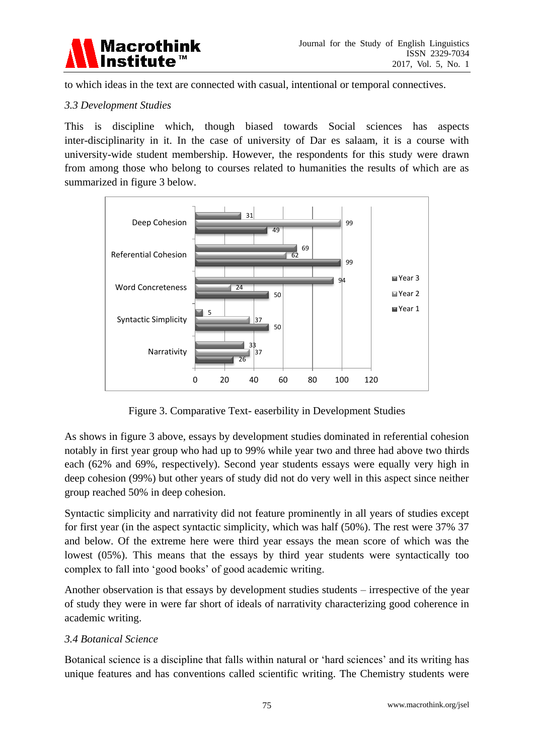to which ideas in the text are connected with casual, intentional or temporal connectives.

### *3.3 Development Studies*

This is discipline which, though biased towards Social sciences has aspects inter-disciplinarity in it. In the case of university of Dar es salaam, it is a course with university-wide student membership. However, the respondents for this study were drawn from among those who belong to courses related to humanities the results of which are as summarized in figure 3 below.

Figure 3. Comparative Text- easerbility in Development Studies

As shows in figure 3 above, essays by development studies dominated in referential cohesion notably in first year group who had up to 99% while year two and three had above two thirds each (62% and 69%, respectively). Second year students essays were equally very high in deep cohesion (99%) but other years of study did not do very well in this aspect since neither group reached 50% in deep cohesion.

Syntactic simplicity and narrativity did not feature prominently in all years of studies except for first year (in the aspect syntactic simplicity, which was half (50%). The rest were 37% 37 and below. Of the extreme here were third year essays the mean score of which was the lowest (05%). This means that the essays by third year students were syntactically too complex to fall into 'good books' of good academic writing.

Another observation is that essays by development studies students – irrespective of the year of study they were in were far short of ideals of narrativity characterizing good coherence in academic writing.

### *3.4 Botanical Science*

Botanical science is a discipline that falls within natural or 'hard sciences' and its writing has unique features and has conventions called scientific writing. The Chemistry students were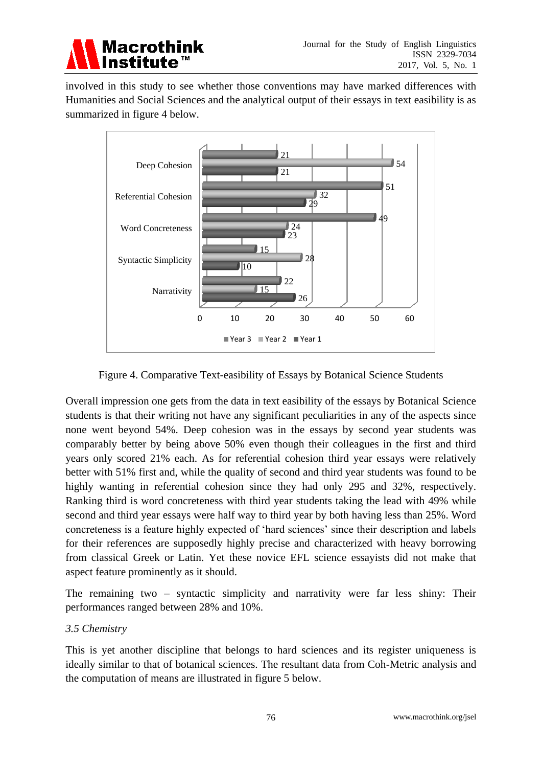involved in this study to see whether those conventions may have marked differences with Humanities and Social Sciences and the analytical output of their essays in text easibility is as summarized in figure 4 below.

Figure 4. Comparative Text-easibility of Essays by Botanical Science Students

Overall impression one gets from the data in text easibility of the essays by Botanical Science students is that their writing not have any significant peculiarities in any of the aspects since none went beyond 54%. Deep cohesion was in the essays by second year students was comparably better by being above 50% even though their colleagues in the first and third years only scored 21% each. As for referential cohesion third year essays were relatively better with 51% first and, while the quality of second and third year students was found to be highly wanting in referential cohesion since they had only 295 and 32%, respectively. Ranking third is word concreteness with third year students taking the lead with 49% while second and third year essays were half way to third year by both having less than 25%. Word concreteness is a feature highly expected of 'hard sciences' since their description and labels for their references are supposedly highly precise and characterized with heavy borrowing from classical Greek or Latin. Yet these novice EFL science essayists did not make that aspect feature prominently as it should.

The remaining two – syntactic simplicity and narrativity were far less shiny: Their performances ranged between 28% and 10%.

### *3.5 Chemistry*

This is yet another discipline that belongs to hard sciences and its register uniqueness is ideally similar to that of botanical sciences. The resultant data from Coh-Metric analysis and the computation of means are illustrated in figure 5 below.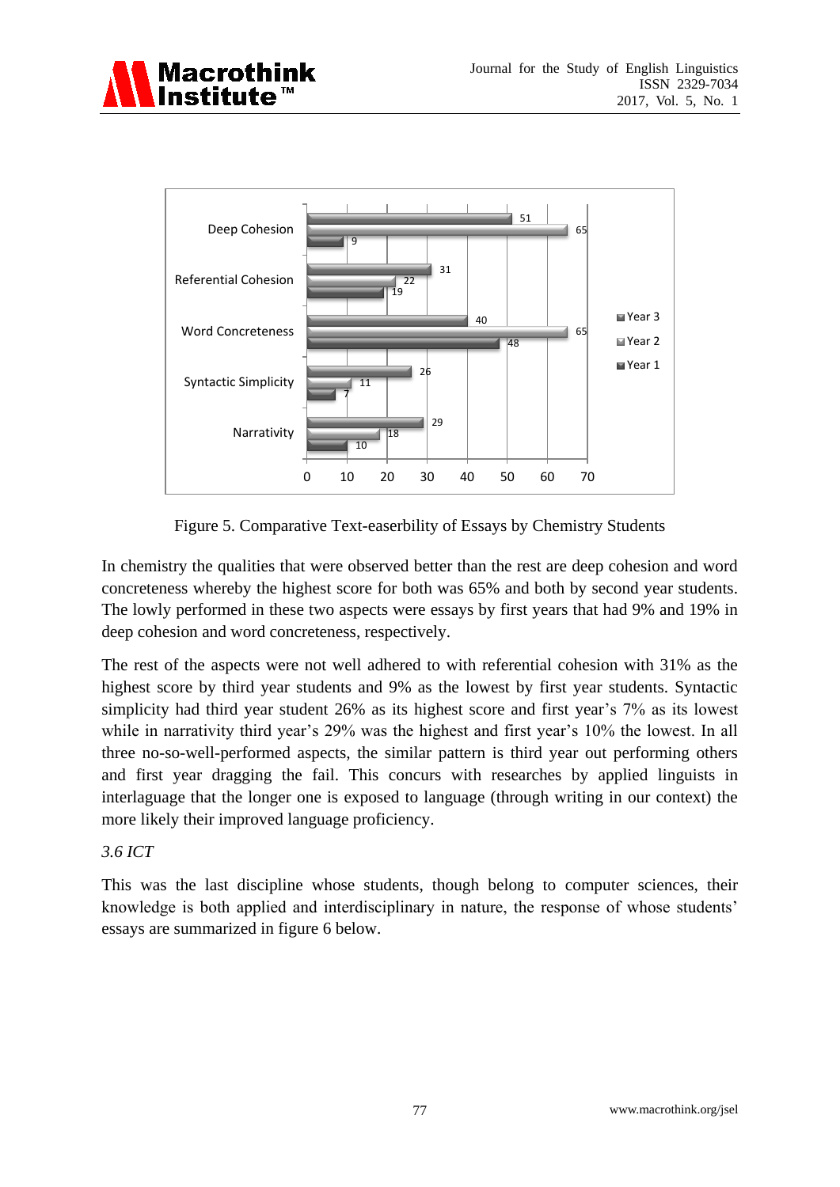Figure 5. Comparative Text-easerbility of Essays by Chemistry Students

In chemistry the qualities that were observed better than the rest are deep cohesion and word concreteness whereby the highest score for both was 65% and both by second year students. The lowly performed in these two aspects were essays by first years that had 9% and 19% in deep cohesion and word concreteness, respectively.

The rest of the aspects were not well adhered to with referential cohesion with 31% as the highest score by third year students and 9% as the lowest by first year students. Syntactic simplicity had third year student 26% as its highest score and first year's 7% as its lowest while in narrativity third year's 29% was the highest and first year's 10% the lowest. In all three no-so-well-performed aspects, the similar pattern is third year out performing others and first year dragging the fail. This concurs with researches by applied linguists in interlaguage that the longer one is exposed to language (through writing in our context) the more likely their improved language proficiency.

*3.6 ICT*

This was the last discipline whose students, though belong to computer sciences, their knowledge is both applied and interdisciplinary in nature, the response of whose students' essays are summarized in figure 6 below.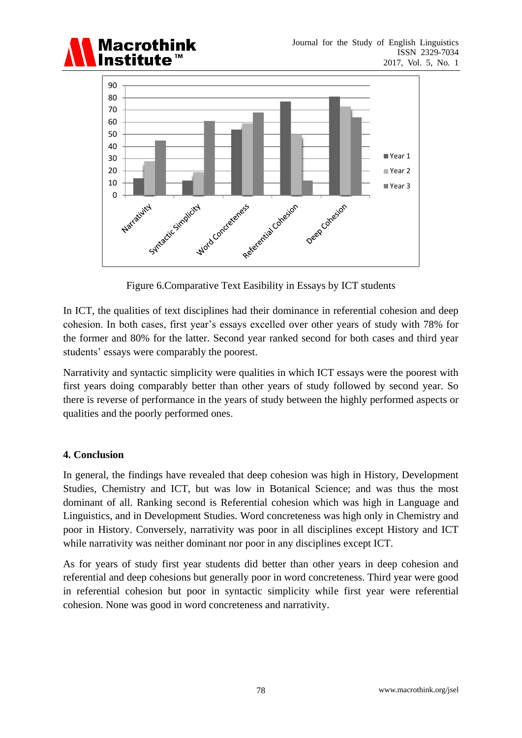Figure 6.Comparative Text Easibility in Essays by ICT students

In ICT, the qualities of text disciplines had their dominance in referential cohesion and deep cohesion. In both cases, first year's essays excelled over other years of study with 78% for the former and 80% for the latter. Second year ranked second for both cases and third year students' essays were comparably the poorest.

Narrativity and syntactic simplicity were qualities in which ICT essays were the poorest with first years doing comparably better than other years of study followed by second year. So there is reverse of performance in the years of study between the highly performed aspects or qualities and the poorly performed ones.

## 4. Conclusion

In general, the findings have revealed that deep cohesion was high in History, Development Studies, Chemistry and ICT, but was low in Botanical Science; and was thus the most dominant of all. Ranking second is Referential cohesion which was high in Language and Linguistics, and in Development Studies. Word concreteness was high only in Chemistry and poor in History. Conversely, narrativity was poor in all disciplines except History and ICT while narrativity was neither dominant nor poor in any disciplines except ICT.

As for years of study first year students did better than other years in deep cohesion and referential and deep cohesions but generally poor in word concreteness. Third year were good in referential cohesion but poor in syntactic simplicity while first year were referential cohesion. None was good in word concreteness and narrativity.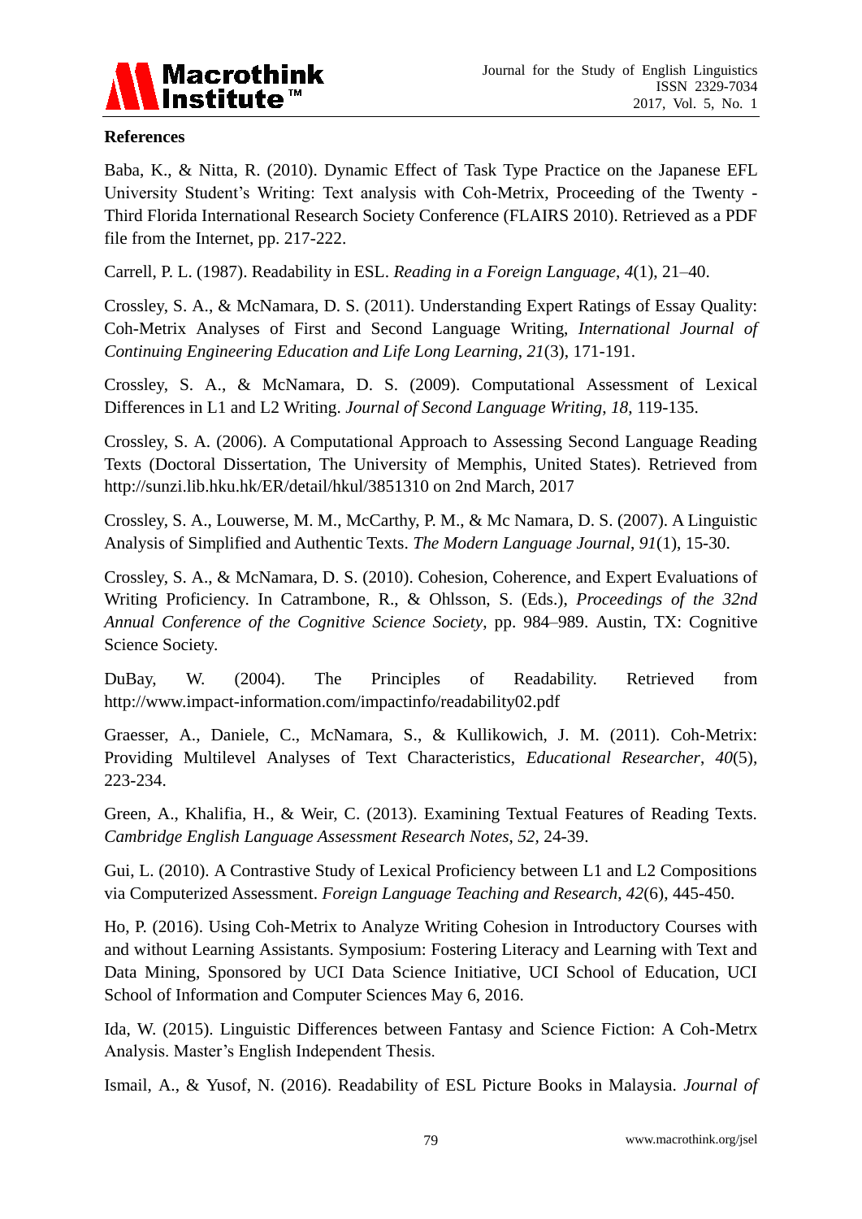## References

Baba, K., & Nitta, R. (2010). Dynamic Effect of Task Type Practice on the Japanese EFL University Student's Writing: Text analysis with Coh-Metrix, Proceeding of the Twenty - Third Florida International Research Society Conference (FLAIRS 2010). Retrieved as a PDF file from the Internet, pp. 217-222.

Carrell, P. L. (1987). Readability in ESL. *Reading in a Foreign Language*, *4*(1), 21–40.

Crossley, S. A., & McNamara, D. S. (2011). Understanding Expert Ratings of Essay Quality: Coh-Metrix Analyses of First and Second Language Writing, *International Journal of Continuing Engineering Education and Life Long Learning*, *21*(3), 171-191.

Crossley, S. A., & McNamara, D. S. (2009). Computational Assessment of Lexical Differences in L1 and L2 Writing. *Journal of Second Language Writing*, *18*, 119-135.

Crossley, S. A. (2006). A Computational Approach to Assessing Second Language Reading Texts (Doctoral Dissertation, The University of Memphis, United States). Retrieved from http://sunzi.lib.hku.hk/ER/detail/hkul/3851310 on 2nd March, 2017

Crossley, S. A., Louwerse, M. M., McCarthy, P. M., & Mc Namara, D. S. (2007). A Linguistic Analysis of Simplified and Authentic Texts. *The Modern Language Journal*, *91*(1), 15-30.

Crossley, S. A., & McNamara, D. S. (2010). Cohesion, Coherence, and Expert Evaluations of Writing Proficiency. In Catrambone, R., & Ohlsson, S. (Eds.), *Proceedings of the 32nd Annual Conference of the Cognitive Science Society*, pp. 984–989. Austin, TX: Cognitive Science Society.

DuBay, W. (2004). The Principles of Readability. Retrieved from http://www.impact-information.com/impactinfo/readability02.pdf

Graesser, A., Daniele, C., McNamara, S., & Kullikowich, J. M. (2011). Coh-Metrix: Providing Multilevel Analyses of Text Characteristics, *Educational Researcher*, *40*(5), 223-234.

Green, A., Khalifia, H., & Weir, C. (2013). Examining Textual Features of Reading Texts. *Cambridge English Language Assessment Research Notes*, *52*, 24-39.

Gui, L. (2010). A Contrastive Study of Lexical Proficiency between L1 and L2 Compositions via Computerized Assessment. *Foreign Language Teaching and Research*, *42*(6), 445-450.

Ho, P. (2016). Using Coh-Metrix to Analyze Writing Cohesion in Introductory Courses with and without Learning Assistants. Symposium: Fostering Literacy and Learning with Text and Data Mining, Sponsored by UCI Data Science Initiative, UCI School of Education, UCI School of Information and Computer Sciences May 6, 2016.

Ida, W. (2015). Linguistic Differences between Fantasy and Science Fiction: A Coh-Metrx Analysis. Master's English Independent Thesis.

Ismail, A., & Yusof, N. (2016). Readability of ESL Picture Books in Malaysia. *Journal of*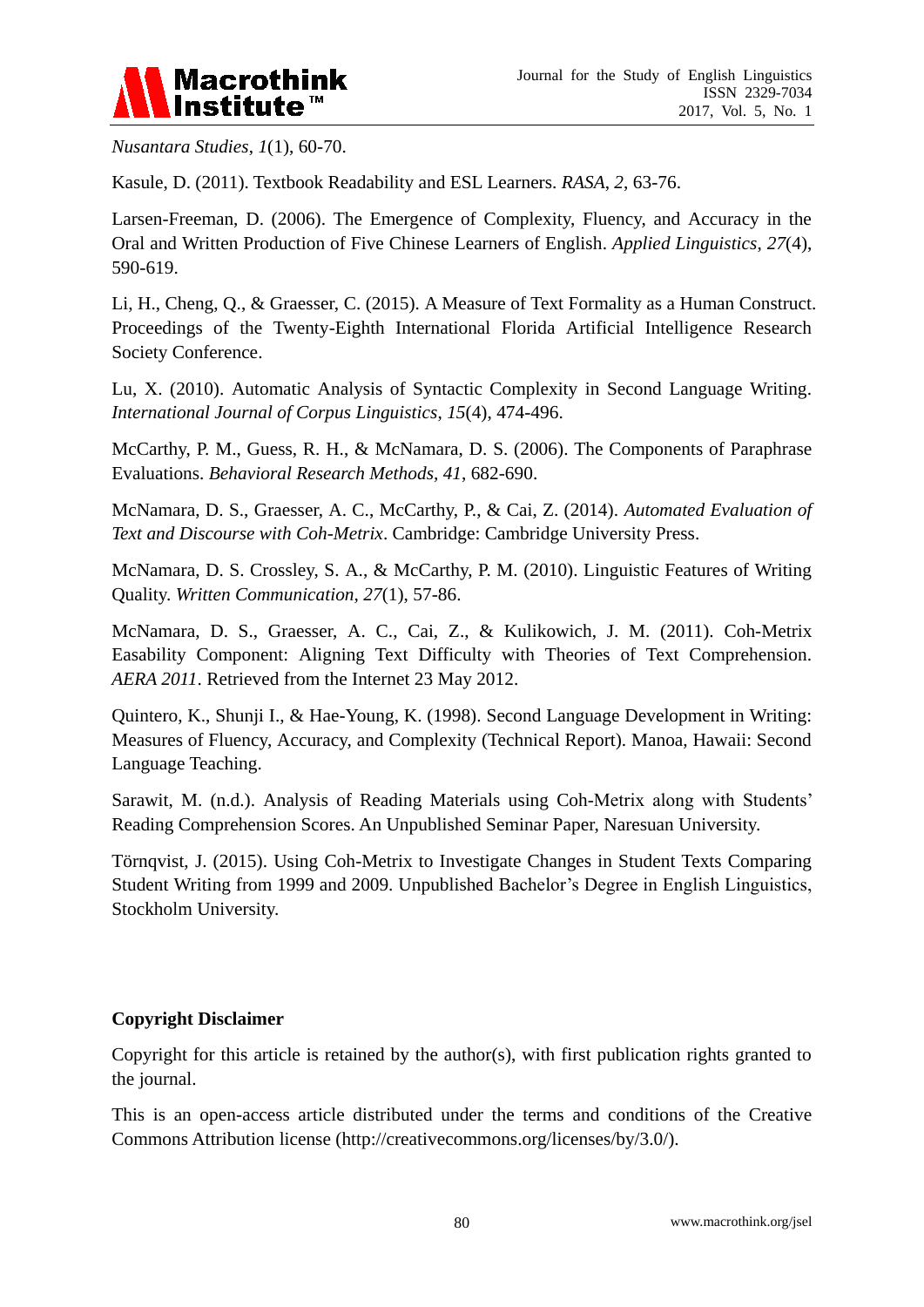*Nusantara Studies*, *1*(1), 60-70.

Kasule, D. (2011). Textbook Readability and ESL Learners. *RASA*, *2*, 63-76.

Larsen-Freeman, D. (2006). The Emergence of Complexity, Fluency, and Accuracy in the Oral and Written Production of Five Chinese Learners of English. *Applied Linguistics*, *27*(4), 590-619.

Li, H., Cheng, Q., & Graesser, C. (2015). A Measure of Text Formality as a Human Construct. Proceedings of the Twenty-Eighth International Florida Artificial Intelligence Research Society Conference.

Lu, X. (2010). Automatic Analysis of Syntactic Complexity in Second Language Writing. *International Journal of Corpus Linguistics*, *15*(4), 474-496.

McCarthy, P. M., Guess, R. H., & McNamara, D. S. (2006). The Components of Paraphrase Evaluations. *Behavioral Research Methods, 41*, 682-690.

McNamara, D. S., Graesser, A. C., McCarthy, P., & Cai, Z. (2014). *Automated Evaluation of Text and Discourse with Coh-Metrix*. Cambridge: Cambridge University Press.

McNamara, D. S. Crossley, S. A., & McCarthy, P. M. (2010). Linguistic Features of Writing Quality. *Written Communication*, *27*(1), 57-86.

McNamara, D. S., Graesser, A. C., Cai, Z., & Kulikowich, J. M. (2011). Coh-Metrix Easability Component: Aligning Text Difficulty with Theories of Text Comprehension. *AERA 2011*. Retrieved from the Internet 23 May 2012.

Quintero, K., Shunji I., & Hae-Young, K. (1998). Second Language Development in Writing: Measures of Fluency, Accuracy, and Complexity (Technical Report). Manoa, Hawaii: Second Language Teaching.

Sarawit, M. (n.d.). Analysis of Reading Materials using Coh-Metrix along with Students' Reading Comprehension Scores. An Unpublished Seminar Paper, Naresuan University.

Törnqvist, J. (2015). Using Coh-Metrix to Investigate Changes in Student Texts Comparing Student Writing from 1999 and 2009. Unpublished Bachelor's Degree in English Linguistics, Stockholm University.

## Copyright Disclaimer

Copyright for this article is retained by the author(s), with first publication rights granted to the journal.

This is an open-access article distributed under the terms and conditions of the Creative Commons Attribution license (http://creativecommons.org/licenses/by/3.0/).